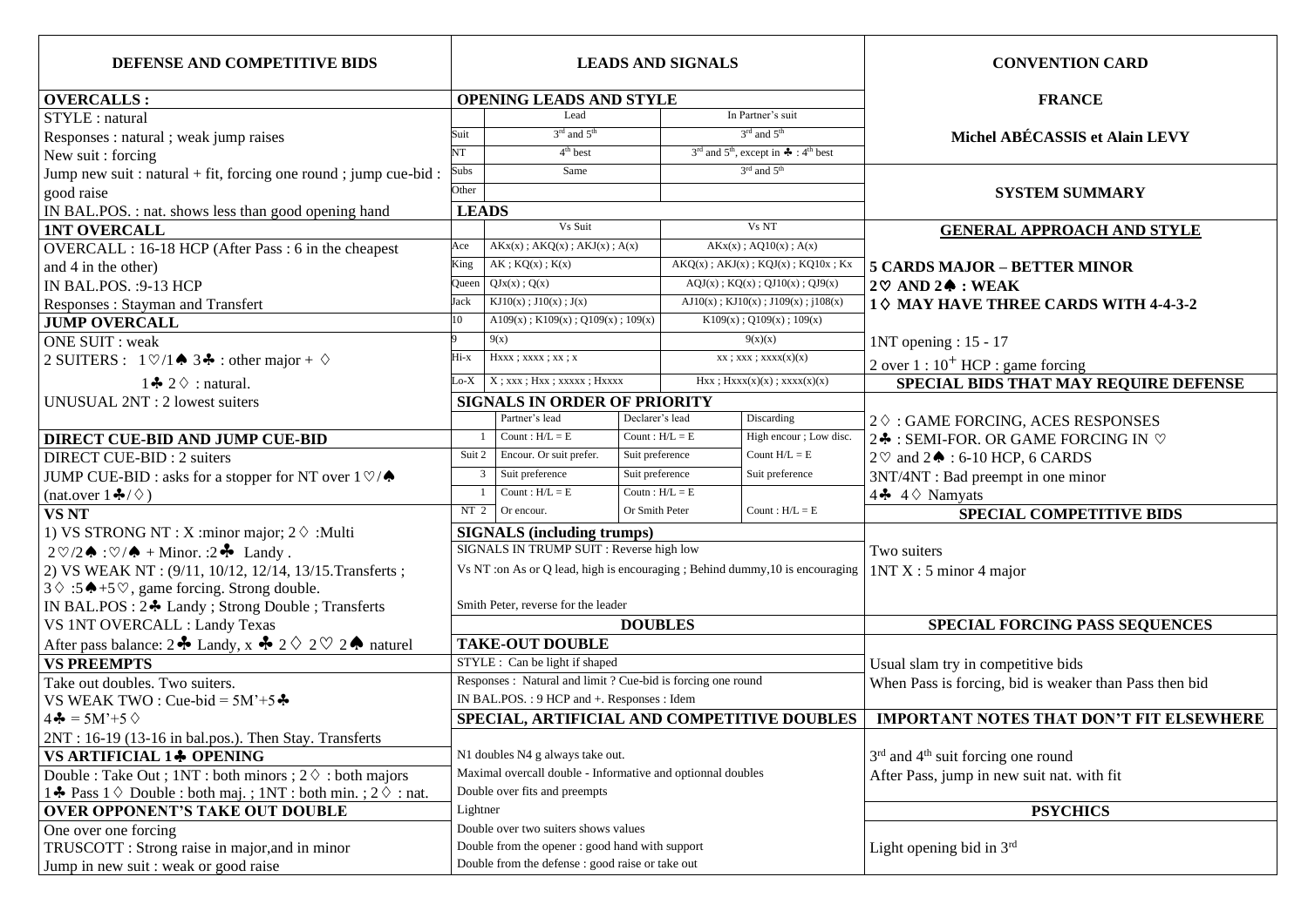## DEFENSE AND COMPETITIVE BIDS

**OVERCALLS :**

STYLE : natural

Responses : natural ; weak jump raises

New suit : forcing

Jump new suit : natural + fit, forcing one round ; jump cue-bid : good raise

IN BAL.POS. : nat. shows less than good opening hand

**1NT OVERCALL**

OVERCALL : 16-18 HCP (After Pass : 6 in the cheapest and 4 in the other)

IN BAL.POS. :9-13 HCP

Responses : Stayman and Transfert

**JUMP OVERCALL**

ONE SUIT : weak

2 SUITERS : 1♡/1♠ 3♣ : other major + ♢

1♣ 2♢ : natural.

UNUSUAL 2NT : 2 lowest suiters

**DIRECT CUE-BID AND JUMP CUE-BID**

DIRECT CUE-BID : 2 suiters

JUMP CUE-BID : asks for a stopper for NT over 1♡/♠ (nat.over 1♣/♢)

**VS NT**

1) VS STRONG NT : X :minor major; 2♢ :Multi
2♡/2♠ :♡/♠ + Minor. :2♣ Landy .

2) VS WEAK NT : (9/11, 10/12, 12/14, 13/15.Transferts ;
3♢ :5♠+5♡, game forcing. Strong double.

IN BAL.POS : 2♣ Landy ; Strong Double ; Transferts

VS 1NT OVERCALL : Landy Texas

After pass balance: 2♣ Landy, x ♣ 2♢ 2♡ 2♠ naturel

**VS PREEMPTS**

Take out doubles. Two suiters.

VS WEAK TWO : Cue-bid = 5M'+5♣

4♣ = 5M'+5♢

2NT : 16-19 (13-16 in bal.pos.). Then Stay. Transferts

**VS ARTIFICIAL 1♣ OPENING**

Double : Take Out ; 1NT : both minors ; 2♢ : both majors

1♣ Pass 1♢ Double : both maj. ; 1NT : both min. ; 2♢ : nat.

**OVER OPPONENT'S TAKE OUT DOUBLE**

One over one forcing

TRUSCOTT : Strong raise in major,and in minor

Jump in new suit : weak or good raise

## LEADS AND SIGNALS

**OPENING LEADS AND STYLE**

| | Lead | In Partner's suit |
|---|---|---|
| Suit | 3rd and 5th | 3rd and 5th |
| NT | 4th best | 3rd and 5th, except in ♣ : 4th best |
| Subs | Same | 3rd and 5th |
| Other | | |

**LEADS**

| | Vs Suit | Vs NT |
|---|---|---|
| Ace | AKx(x) ; AKQ(x) ; AKJ(x) ; A(x) | AKx(x) ; AQ10(x) ; A(x) |
| King | AK ; KQ(x) ; K(x) | AKQ(x) ; AKJ(x) ; KQJ(x) ; KQ10x ; Kx |
| Queen | QJx(x) ; Q(x) | AQJ(x) ; KQ(x) ; QJ10(x) ; QJ9(x) |
| Jack | KJ10(x) ; J10(x) ; J(x) | AJ10(x) ; KJ10(x) ; J109(x) ; j108(x) |
| 10 | A109(x) ; K109(x) ; Q109(x) ; 109(x) | K109(x) ; Q109(x) ; 109(x) |
| 9 | 9(x) | 9(x)(x) |
| Hi-x | Hxxx ; xxxx ; xx ; x | xx ; xxx ; xxxx(x)(x) |
| Lo-X | X ; xxx ; Hxx ; xxxxx ; Hxxxx | Hxx ; Hxxx(x)(x) ; xxxx(x)(x) |

**SIGNALS IN ORDER OF PRIORITY**

| | | Partner's lead | Declarer's lead | Discarding |
|---|---|---|---|---|
| | 1 | Count : H/L = E | Count : H/L = E | High encour ; Low disc. |
| Suit | 2 | Encour. Or suit prefer. | Suit preference | Count H/L = E |
| | 3 | Suit preference | Suit preference | Suit preference |
| | 1 | Count : H/L = E | Coutn : H/L = E | |
| NT | 2 | Or encour. | Or Smith Peter | Count : H/L = E |

**SIGNALS (including trumps)**

SIGNALS IN TRUMP SUIT : Reverse high low

Vs NT :on As or Q lead, high is encouraging ; Behind dummy,10 is encouraging

Smith Peter, reverse for the leader

### DOUBLES

**TAKE-OUT DOUBLE**

STYLE : Can be light if shaped

Responses : Natural and limit ? Cue-bid is forcing one round

IN BAL.POS. : 9 HCP and +. Responses : Idem

**SPECIAL, ARTIFICIAL AND COMPETITIVE DOUBLES**

N1 doubles N4 g always take out.

Maximal overcall double - Informative and optionnal doubles

Double over fits and preempts

Lightner

Double over two suiters shows values

Double from the opener : good hand with support

Double from the defense : good raise or take out

## CONVENTION CARD

**FRANCE**

**Michel ABÉCASSIS et Alain LEVY**

### SYSTEM SUMMARY

**GENERAL APPROACH AND STYLE**

**5 CARDS MAJOR – BETTER MINOR**

**2♡ AND 2♠ : WEAK**

**1♢ MAY HAVE THREE CARDS WITH 4-4-3-2**

1NT opening : 15 - 17

2 over 1 : 10+ HCP : game forcing

**SPECIAL BIDS THAT MAY REQUIRE DEFENSE**

2♢ : GAME FORCING, ACES RESPONSES

2♣ : SEMI-FOR. OR GAME FORCING IN ♡

2♡ and 2♠ : 6-10 HCP, 6 CARDS

3NT/4NT : Bad preempt in one minor

4♣ 4♢ Namyats

**SPECIAL COMPETITIVE BIDS**

Two suiters

1NT X : 5 minor 4 major

**SPECIAL FORCING PASS SEQUENCES**

Usual slam try in competitive bids

When Pass is forcing, bid is weaker than Pass then bid

**IMPORTANT NOTES THAT DON'T FIT ELSEWHERE**

3rd and 4th suit forcing one round

After Pass, jump in new suit nat. with fit

**PSYCHICS**

Light opening bid in 3rd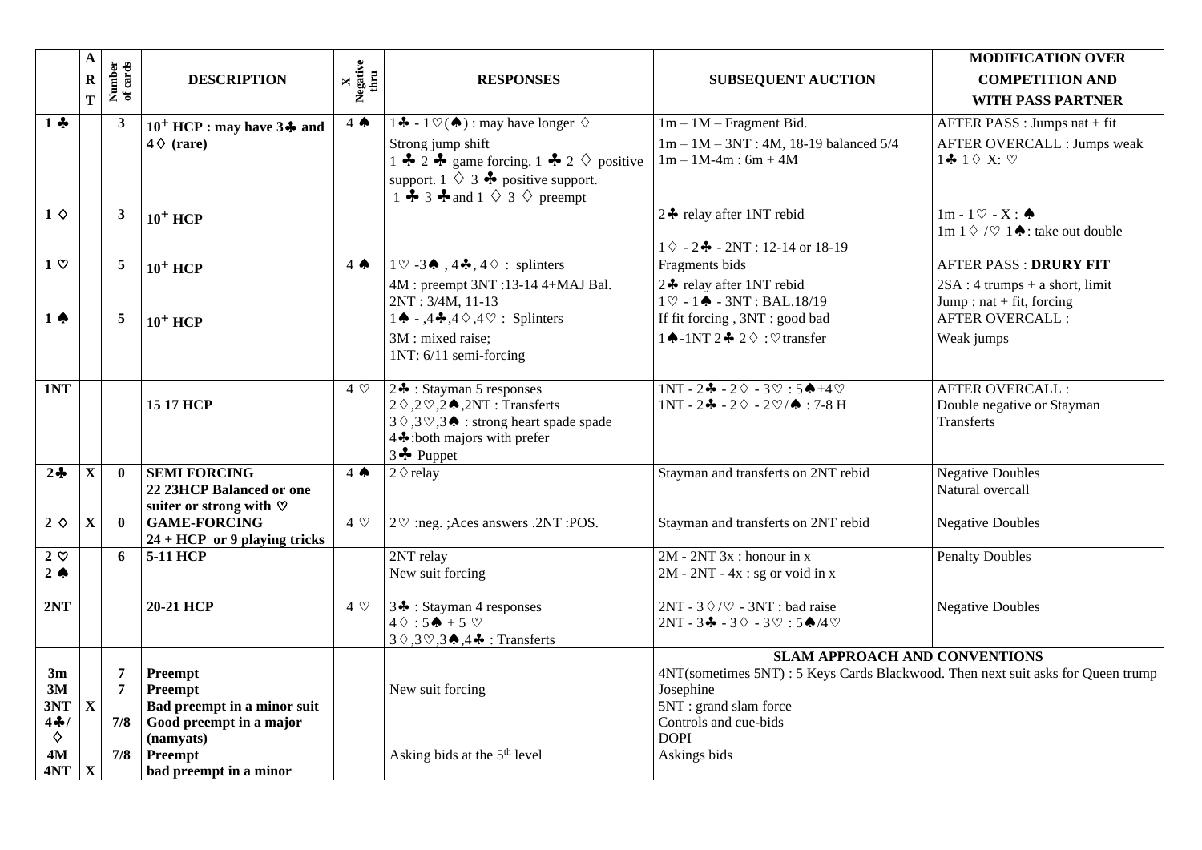| | A R T | Number of cards | DESCRIPTION | X Negative thru | RESPONSES | SUBSEQUENT AUCTION | MODIFICATION OVER COMPETITION AND WITH PASS PARTNER |
|---|---|---|---|---|---|---|---|
| **1 ♣** | | **3** | **10⁺ HCP : may have 3♣ and 4♢ (rare)** | 4 ♠ | 1♣ - 1♡(♠) : may have longer ♢<br>Strong jump shift<br>1 ♣ 2 ♣ game forcing. 1 ♣ 2 ♢ positive support. 1 ♢ 3 ♣ positive support.<br>1 ♣ 3 ♣ and 1 ♢ 3 ♢ preempt | 1m – 1M – Fragment Bid.<br>1m – 1M – 3NT : 4M, 18-19 balanced 5/4<br>1m – 1M-4m : 6m + 4M | AFTER PASS : Jumps nat + fit<br>AFTER OVERCALL : Jumps weak<br>1♣ 1♢ X: ♡ |
| **1 ♢** | | **3** | **10⁺ HCP** | | | 2♣ relay after 1NT rebid<br>1♢ - 2♣ - 2NT : 12-14 or 18-19 | 1m - 1♡ - X : ♠<br>1m 1♢ /♡ 1♠: take out double |
| **1 ♡** | | **5** | **10⁺ HCP** | 4 ♠ | 1♡ -3♠ , 4♣, 4♢ : splinters<br>4M : preempt 3NT :13-14 4+MAJ Bal.<br>2NT : 3/4M, 11-13 | Fragments bids<br>2♣ relay after 1NT rebid<br>1♡ - 1♠ - 3NT : BAL.18/19 | AFTER PASS : **DRURY FIT**<br>2SA : 4 trumps + a short, limit<br>Jump : nat + fit, forcing |
| **1 ♠** | | **5** | **10⁺ HCP** | | 1♠ - ,4♣,4♢,4♡ : Splinters<br>3M : mixed raise;<br>1NT: 6/11 semi-forcing | If fit forcing , 3NT : good bad<br>1♠-1NT 2♣ 2♢ : ♡transfer | AFTER OVERCALL :<br>Weak jumps |
| **1NT** | | | **15 17 HCP** | 4 ♡ | 2♣ : Stayman 5 responses<br>2♢,2♡,2♠,2NT : Transfers<br>3♢,3♡,3♠ : strong heart spade spade<br>4♣:both majors with prefer<br>3♣ Puppet | 1NT - 2♣ - 2♢ - 3♡ : 5♠+4♡<br>1NT - 2♣ - 2♢ - 2♡/♠ : 7-8 H | AFTER OVERCALL :<br>Double negative or Stayman<br>Transferts |
| **2♣** | **X** | **0** | **SEMI FORCING**<br>**22 23HCP Balanced or one suiter or strong with ♡** | 4 ♠ | 2♢relay | Stayman and transferts on 2NT rebid | Negative Doubles<br>Natural overcall |
| **2 ♢** | **X** | **0** | **GAME-FORCING**<br>**24 + HCP or 9 playing tricks** | 4 ♡ | 2♡ :neg. ;Aces answers .2NT :POS. | Stayman and transferts on 2NT rebid | Negative Doubles |
| **2 ♡**<br>**2 ♠** | | **6** | **5-11 HCP** | | 2NT relay<br>New suit forcing | 2M - 2NT 3x : honour in x<br>2M - 2NT - 4x : sg or void in x | Penalty Doubles |
| **2NT** | | | **20-21 HCP** | 4 ♡ | 3♣ : Stayman 4 responses<br>4♢ : 5♠ + 5 ♡<br>3♢,3♡,3♠,4♣ : Transferts | 2NT - 3♢/♡ - 3NT : bad raise<br>2NT - 3♣ - 3♢ - 3♡ : 5♠/4♡ | Negative Doubles |
| **3m**<br>**3M**<br>**3NT**<br>**4♣/♢**<br>**4M**<br>**4NT** | <br><br>**X**<br><br><br>**X** | **7**<br>**7**<br><br>**7/8**<br><br>**7/8** | **Preempt**<br>**Preempt**<br>**Bad preempt in a minor suit**<br>**Good preempt in a major (namyats)**<br>**Preempt**<br>**bad preempt in a minor** | | New suit forcing<br><br>Asking bids at the 5th level | **SLAM APPROACH AND CONVENTIONS**<br>4NT(sometimes 5NT) : 5 Keys Cards Blackwood. Then next suit asks for Queen trump<br>Josephine<br>5NT : grand slam force<br>Controls and cue-bids<br>DOPI<br>Askings bids | |